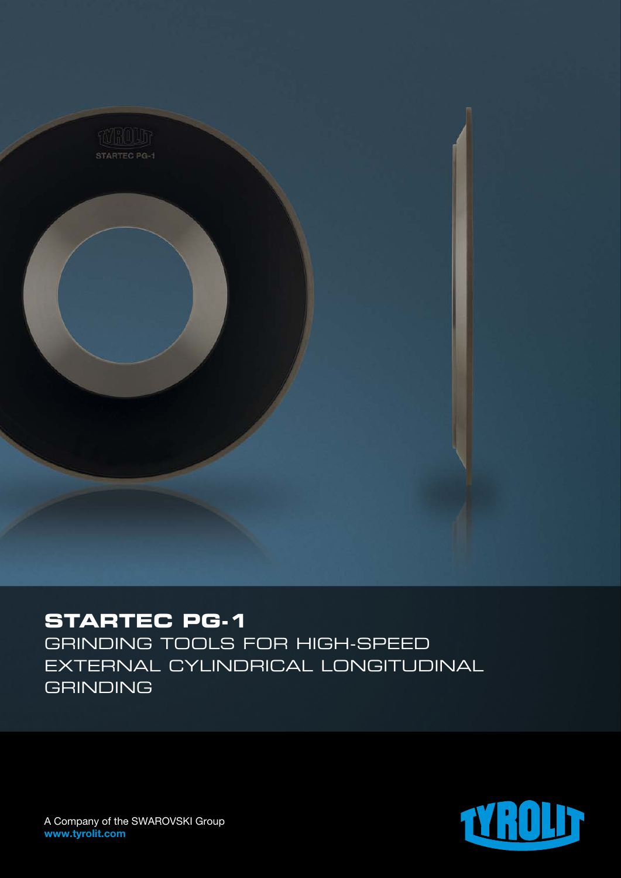# STARTEC PG-1

GRINDING TOOLS FOR HIGH-SPEED EXTERNAL CYLINDRICAL LONGITUDINAL GRINDING

A Company of the SWAROVSKI Group
**www.tyrolit.com**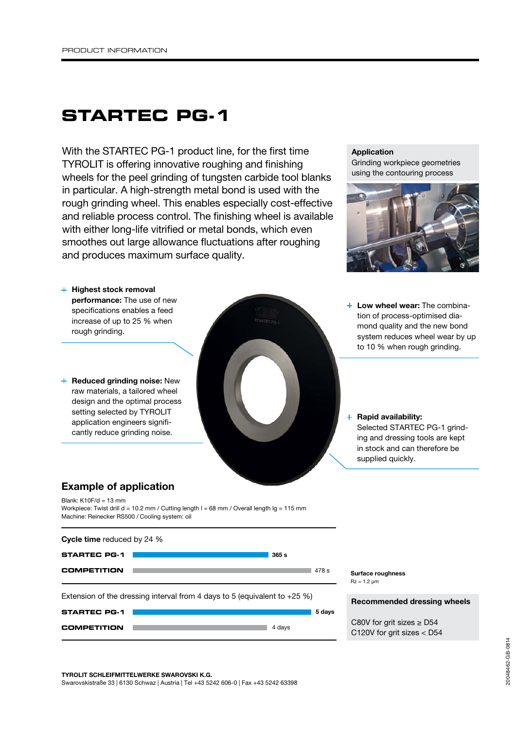# STARTEC PG-1

With the STARTEC PG-1 product line, for the first time TYROLIT is offering innovative roughing and finishing wheels for the peel grinding of tungsten carbide tool blanks in particular. A high-strength metal bond is used with the rough grinding wheel. This enables especially cost-effective and reliable process control. The finishing wheel is available with either long-life vitrified or metal bonds, which even smoothes out large allowance fluctuations after roughing and produces maximum surface quality.

**Application**
Grinding workpiece geometries using the contouring process

+ **Highest stock removal performance:** The use of new specifications enables a feed increase of up to 25 % when rough grinding.

+ **Reduced grinding noise:** New raw materials, a tailored wheel design and the optimal process setting selected by TYROLIT application engineers significantly reduce grinding noise.

+ **Low wheel wear:** The combination of process-optimised diamond quality and the new bond system reduces wheel wear by up to 10 % when rough grinding.

+ **Rapid availability:** Selected STARTEC PG-1 grinding and dressing tools are kept in stock and can therefore be supplied quickly.

## Example of application

Blank: K10F/d = 13 mm
Workpiece: Twist drill d = 10.2 mm / Cutting length l = 68 mm / Overall length lg = 115 mm
Machine: Reinecker RS500 / Cooling system: oil

**Cycle time** reduced by 24 %

STARTEC PG-1
365 s
COMPETITION
478 s

Extension of the dressing interval from 4 days to 5 (equivalent to +25 %)

STARTEC PG-1
5 days
COMPETITION
4 days

**Surface roughness**
Rz = 1.2 µm

**Recommended dressing wheels**

C80V for grit sizes ≥ D54
C120V for grit sizes < D54

**TYROLIT SCHLEIFMITTELWERKE SWAROVSKI K.G.**
Swarovskistraße 33 | 6130 Schwaz | Austria | Tel +43 5242 606-0 | Fax +43 5242 63398

20048462-GB-0814